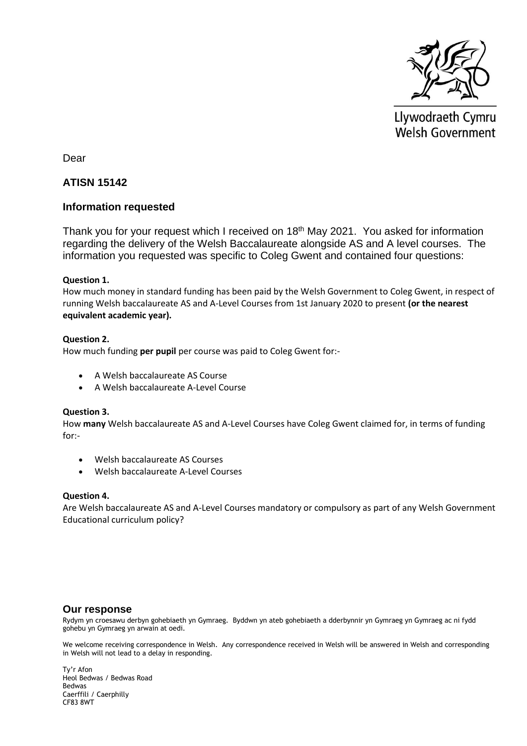Llywodraeth Cymru
Welsh Government

Dear

## ATISN 15142

## Information requested

Thank you for your request which I received on 18th May 2021. You asked for information regarding the delivery of the Welsh Baccalaureate alongside AS and A level courses. The information you requested was specific to Coleg Gwent and contained four questions:

**Question 1.**
How much money in standard funding has been paid by the Welsh Government to Coleg Gwent, in respect of running Welsh baccalaureate AS and A-Level Courses from 1st January 2020 to present **(or the nearest equivalent academic year).**

**Question 2.**
How much funding **per pupil** per course was paid to Coleg Gwent for:-

- A Welsh baccalaureate AS Course
- A Welsh baccalaureate A-Level Course

**Question 3.**
How **many** Welsh baccalaureate AS and A-Level Courses have Coleg Gwent claimed for, in terms of funding for:-

- Welsh baccalaureate AS Courses
- Welsh baccalaureate A-Level Courses

**Question 4.**
Are Welsh baccalaureate AS and A-Level Courses mandatory or compulsory as part of any Welsh Government Educational curriculum policy?

## Our response

Rydym yn croesawu derbyn gohebiaeth yn Gymraeg. Byddwn yn ateb gohebiaeth a dderbynnir yn Gymraeg yn Gymraeg ac ni fydd gohebu yn Gymraeg yn arwain at oedi.

We welcome receiving correspondence in Welsh. Any correspondence received in Welsh will be answered in Welsh and corresponding in Welsh will not lead to a delay in responding.

Ty'r Afon
Heol Bedwas / Bedwas Road
Bedwas
Caerffili / Caerphilly
CF83 8WT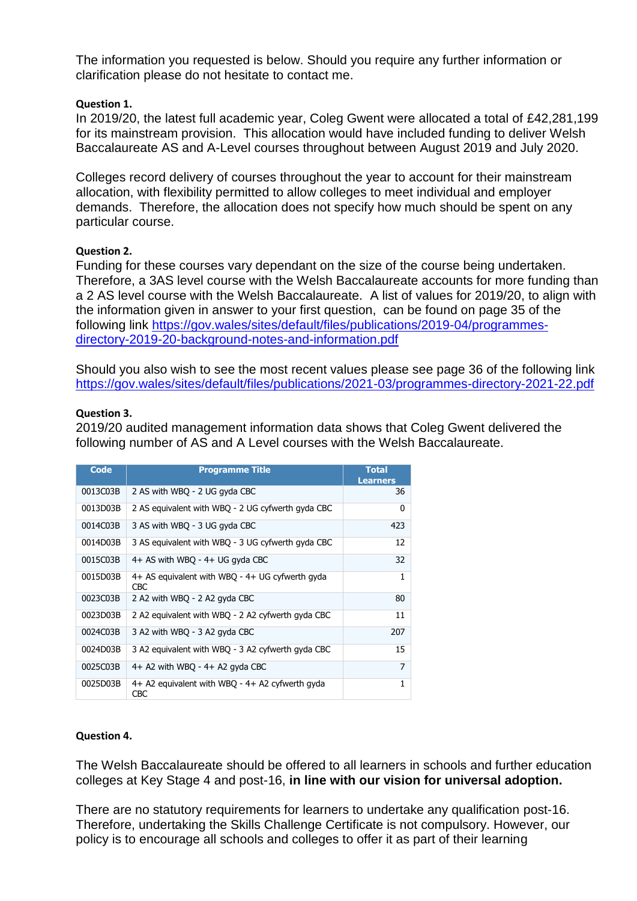The information you requested is below. Should you require any further information or clarification please do not hesitate to contact me.

**Question 1.**

In 2019/20, the latest full academic year, Coleg Gwent were allocated a total of £42,281,199 for its mainstream provision. This allocation would have included funding to deliver Welsh Baccalaureate AS and A-Level courses throughout between August 2019 and July 2020.

Colleges record delivery of courses throughout the year to account for their mainstream allocation, with flexibility permitted to allow colleges to meet individual and employer demands. Therefore, the allocation does not specify how much should be spent on any particular course.

**Question 2.**

Funding for these courses vary dependant on the size of the course being undertaken. Therefore, a 3AS level course with the Welsh Baccalaureate accounts for more funding than a 2 AS level course with the Welsh Baccalaureate. A list of values for 2019/20, to align with the information given in answer to your first question, can be found on page 35 of the following link https://gov.wales/sites/default/files/publications/2019-04/programmes-directory-2019-20-background-notes-and-information.pdf

Should you also wish to see the most recent values please see page 36 of the following link https://gov.wales/sites/default/files/publications/2021-03/programmes-directory-2021-22.pdf

**Question 3.**

2019/20 audited management information data shows that Coleg Gwent delivered the following number of AS and A Level courses with the Welsh Baccalaureate.

| Code | Programme Title | Total Learners |
|---|---|---|
| 0013C03B | 2 AS with WBQ - 2 UG gyda CBC | 36 |
| 0013D03B | 2 AS equivalent with WBQ - 2 UG cyfwerth gyda CBC | 0 |
| 0014C03B | 3 AS with WBQ - 3 UG gyda CBC | 423 |
| 0014D03B | 3 AS equivalent with WBQ - 3 UG cyfwerth gyda CBC | 12 |
| 0015C03B | 4+ AS with WBQ - 4+ UG gyda CBC | 32 |
| 0015D03B | 4+ AS equivalent with WBQ - 4+ UG cyfwerth gyda CBC | 1 |
| 0023C03B | 2 A2 with WBQ - 2 A2 gyda CBC | 80 |
| 0023D03B | 2 A2 equivalent with WBQ - 2 A2 cyfwerth gyda CBC | 11 |
| 0024C03B | 3 A2 with WBQ - 3 A2 gyda CBC | 207 |
| 0024D03B | 3 A2 equivalent with WBQ - 3 A2 cyfwerth gyda CBC | 15 |
| 0025C03B | 4+ A2 with WBQ - 4+ A2 gyda CBC | 7 |
| 0025D03B | 4+ A2 equivalent with WBQ - 4+ A2 cyfwerth gyda CBC | 1 |

**Question 4.**

The Welsh Baccalaureate should be offered to all learners in schools and further education colleges at Key Stage 4 and post-16, **in line with our vision for universal adoption.**

There are no statutory requirements for learners to undertake any qualification post-16. Therefore, undertaking the Skills Challenge Certificate is not compulsory. However, our policy is to encourage all schools and colleges to offer it as part of their learning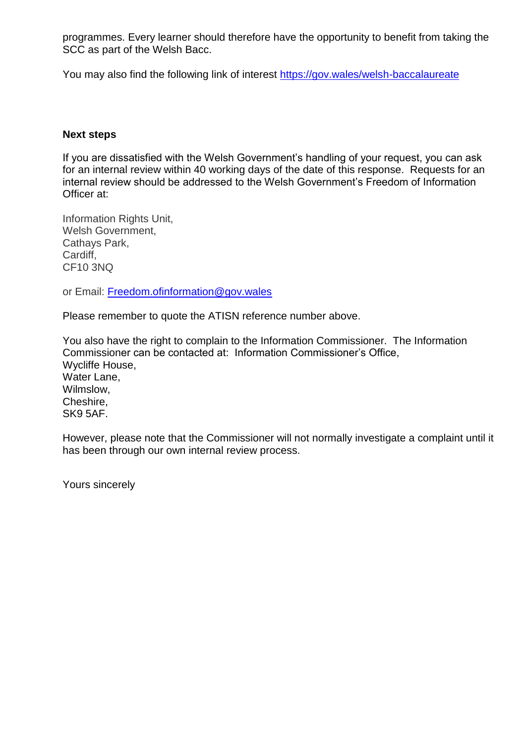programmes. Every learner should therefore have the opportunity to benefit from taking the SCC as part of the Welsh Bacc.

You may also find the following link of interest https://gov.wales/welsh-baccalaureate

**Next steps**

If you are dissatisfied with the Welsh Government's handling of your request, you can ask for an internal review within 40 working days of the date of this response. Requests for an internal review should be addressed to the Welsh Government's Freedom of Information Officer at:

Information Rights Unit,
Welsh Government,
Cathays Park,
Cardiff,
CF10 3NQ

or Email: Freedom.ofinformation@gov.wales

Please remember to quote the ATISN reference number above.

You also have the right to complain to the Information Commissioner. The Information Commissioner can be contacted at: Information Commissioner's Office,
Wycliffe House,
Water Lane,
Wilmslow,
Cheshire,
SK9 5AF.

However, please note that the Commissioner will not normally investigate a complaint until it has been through our own internal review process.

Yours sincerely